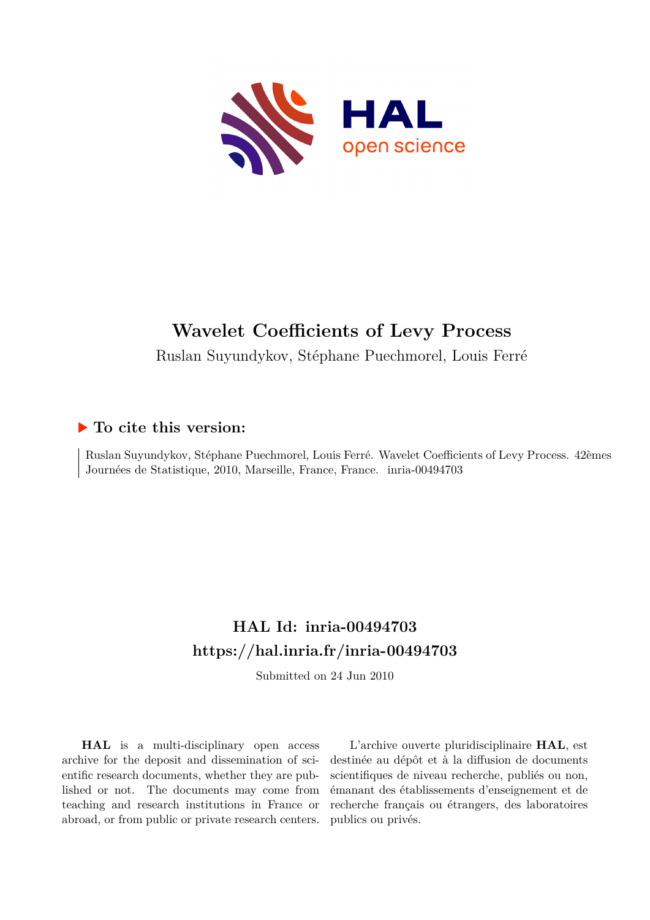# Wavelet Coefficients of Levy Process

Ruslan Suyundykov, Stéphane Puechmorel, Louis Ferré

## To cite this version:

Ruslan Suyundykov, Stéphane Puechmorel, Louis Ferré. Wavelet Coefficients of Levy Process. 42èmes Journées de Statistique, 2010, Marseille, France, France. inria-00494703

## HAL Id: inria-00494703
## https://hal.inria.fr/inria-00494703

Submitted on 24 Jun 2010

**HAL** is a multi-disciplinary open access archive for the deposit and dissemination of scientific research documents, whether they are published or not. The documents may come from teaching and research institutions in France or abroad, or from public or private research centers.

L'archive ouverte pluridisciplinaire **HAL**, est destinée au dépôt et à la diffusion de documents scientifiques de niveau recherche, publiés ou non, émanant des établissements d'enseignement et de recherche français ou étrangers, des laboratoires publics ou privés.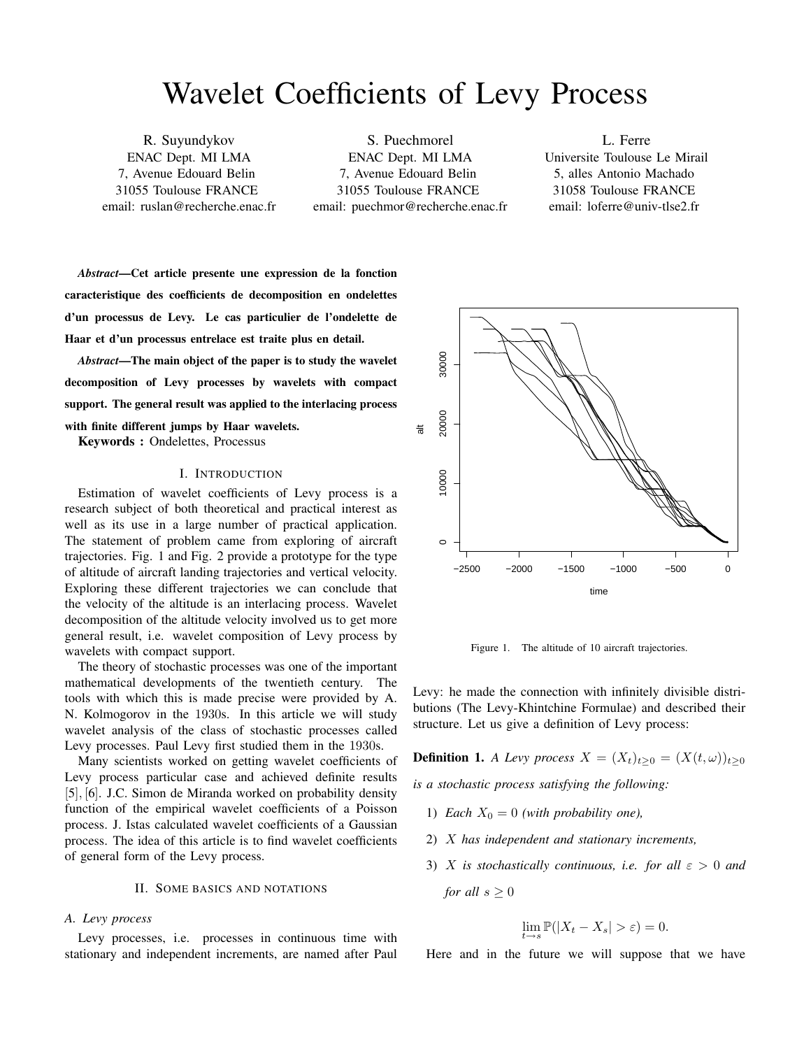# Wavelet Coefficients of Levy Process

R. Suyundykov
ENAC Dept. MI LMA
7, Avenue Edouard Belin
31055 Toulouse FRANCE
email: ruslan@recherche.enac.fr

S. Puechmorel
ENAC Dept. MI LMA
7, Avenue Edouard Belin
31055 Toulouse FRANCE
email: puechmor@recherche.enac.fr

L. Ferre
Universite Toulouse Le Mirail
5, alles Antonio Machado
31058 Toulouse FRANCE
email: loferre@univ-tlse2.fr

***Abstract*—Cet article presente une expression de la fonction caracteristique des coefficients de decomposition en ondelettes d'un processus de Levy. Le cas particulier de l'ondelette de Haar et d'un processus entrelace est traite plus en detail.**

***Abstract*—The main object of the paper is to study the wavelet decomposition of Levy processes by wavelets with compact support. The general result was applied to the interlacing process with finite different jumps by Haar wavelets.**

**Keywords :** Ondelettes, Processus

## I. Introduction

Estimation of wavelet coefficients of Levy process is a research subject of both theoretical and practical interest as well as its use in a large number of practical application. The statement of problem came from exploring of aircraft trajectories. Fig. 1 and Fig. 2 provide a prototype for the type of altitude of aircraft landing trajectories and vertical velocity. Exploring these different trajectories we can conclude that the velocity of the altitude is an interlacing process. Wavelet decomposition of the altitude velocity involved us to get more general result, i.e. wavelet composition of Levy process by wavelets with compact support.

The theory of stochastic processes was one of the important mathematical developments of the twentieth century. The tools with which this is made precise were provided by A. N. Kolmogorov in the 1930s. In this article we will study wavelet analysis of the class of stochastic processes called Levy processes. Paul Levy first studied them in the 1930s.

Many scientists worked on getting wavelet coefficients of Levy process particular case and achieved definite results [5], [6]. J.C. Simon de Miranda worked on probability density function of the empirical wavelet coefficients of a Poisson process. J. Istas calculated wavelet coefficients of a Gaussian process. The idea of this article is to find wavelet coefficients of general form of the Levy process.

## II. Some basics and notations

### A. Levy process

Levy processes, i.e. processes in continuous time with stationary and independent increments, are named after Paul Levy: he made the connection with infinitely divisible distributions (The Levy-Khintchine Formulae) and described their structure. Let us give a definition of Levy process:

Figure 1. The altitude of 10 aircraft trajectories.

**Definition 1.** *A Levy process $X = (X_t)_{t\geq 0} = (X(t,\omega))_{t\geq 0}$ is a stochastic process satisfying the following:*

1) *Each $X_0 = 0$ (with probability one),*
2) *$X$ has independent and stationary increments,*
3) *$X$ is stochastically continuous, i.e. for all $\varepsilon > 0$ and for all $s \geq 0$*

$$\lim_{t\to s} \mathbb{P}(|X_t - X_s| > \varepsilon) = 0.$$

Here and in the future we will suppose that we have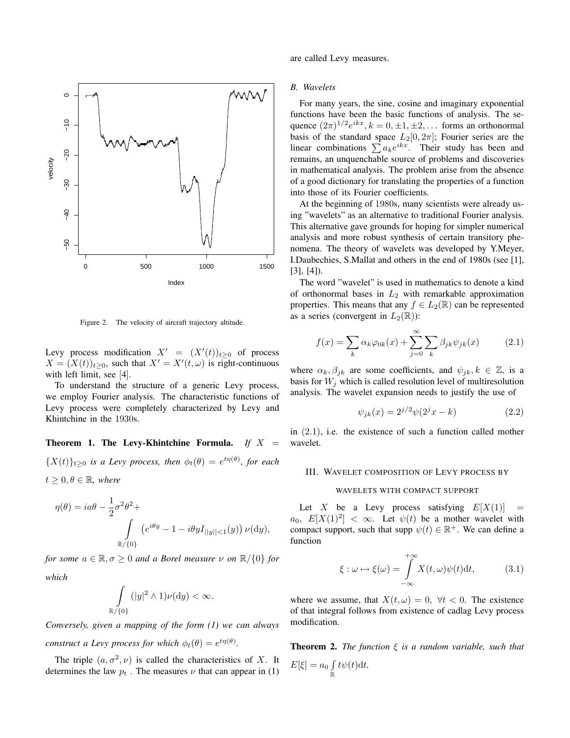Figure 2. The velocity of aircraft trajectory altitude.

Levy process modification $X' = (X'(t))_{t\geq 0}$ of process $X = (X(t))_{t\geq 0}$, such that $X' = X'(t,\omega)$ is right-continuous with left limit, see [4].

To understand the structure of a generic Levy process, we employ Fourier analysis. The characteristic functions of Levy process were completely characterized by Levy and Khintchine in the 1930s.

**Theorem 1. The Levy-Khintchine Formula.** *If $X = \{X(t)\}_{t\geq 0}$ is a Levy process, then $\phi_t(\theta) = e^{t\eta(\theta)}$, for each $t \geq 0, \theta \in \mathbb{R}$, where*

$$\eta(\theta) = ia\theta - \frac{1}{2}\sigma^2\theta^2 + \int\limits_{\mathbb{R}/\{0\}} \left(e^{i\theta y} - 1 - i\theta y I_{||y||<1}(y)\right)\nu(\mathrm{d}y),$$

*for some $a \in \mathbb{R}, \sigma \geq 0$ and a Borel measure $\nu$ on $\mathbb{R}/\{0\}$ for which*

$$\int\limits_{\mathbb{R}/\{0\}} (|y|^2 \wedge 1)\nu(\mathrm{d}y) < \infty.$$

*Conversely, given a mapping of the form (1) we can always construct a Levy process for which $\phi_t(\theta) = e^{t\eta(\theta)}$.*

The triple $(a, \sigma^2, \nu)$ is called the characteristics of $X$. It determines the law $p_t$ . The measures $\nu$ that can appear in (1) are called Levy measures.

### B. Wavelets

For many years, the sine, cosine and imaginary exponential functions have been the basic functions of analysis. The sequence $(2\pi)^{1/2}e^{ikx}, k = 0, \pm 1, \pm 2, \ldots$ forms an orthonormal basis of the standard space $L_2[0, 2\pi]$; Fourier series are the linear combinations $\sum a_k e^{ikx}$. Their study has been and remains, an unquenchable source of problems and discoveries in mathematical analysis. The problem arise from the absence of a good dictionary for translating the properties of a function into those of its Fourier coefficients.

At the beginning of 1980s, many scientists were already using "wavelets" as an alternative to traditional Fourier analysis. This alternative gave grounds for hoping for simpler numerical analysis and more robust synthesis of certain transitory phenomena. The theory of wavelets was developed by Y.Meyer, I.Daubechies, S.Mallat and others in the end of 1980s (see [1], [3], [4]).

The word "wavelet" is used in mathematics to denote a kind of orthonormal bases in $L_2$ with remarkable approximation properties. This means that any $f \in L_2(\mathbb{R})$ can be represented as a series (convergent in $L_2(\mathbb{R})$):

$$f(x) = \sum_k \alpha_k \varphi_{0k}(x) + \sum_{j=0}^{\infty}\sum_k \beta_{jk}\psi_{jk}(x) \tag{2.1}$$

where $\alpha_k, \beta_{jk}$ are some coefficients, and $\psi_{jk}, k \in \mathbb{Z}$, is a basis for $W_j$ which is called resolution level of multiresolution analysis. The wavelet expansion needs to justify the use of

$$\psi_{jk}(x) = 2^{j/2}\psi(2^j x - k) \tag{2.2}$$

in (2.1), i.e. the existence of such a function called mother wavelet.

## III. Wavelet composition of Levy process by wavelets with compact support

Let $X$ be a Levy process satisfying $E[X(1)] = a_0$, $E[X(1)^2] < \infty$. Let $\psi(t)$ be a mother wavelet with compact support, such that supp $\psi(t) \in \mathbb{R}^+$. We can define a function

$$\xi : \omega \mapsto \xi(\omega) = \int\limits_{-\infty}^{+\infty} X(t,\omega)\psi(t)\mathrm{d}t, \tag{3.1}$$

where we assume, that $X(t,\omega) = 0, \ \forall t < 0$. The existence of that integral follows from existence of cadlag Levy process modification.

**Theorem 2.** *The function $\xi$ is a random variable, such that $E[\xi] = a_0 \int\limits_{\mathbb{R}} t\psi(t)\mathrm{d}t$.*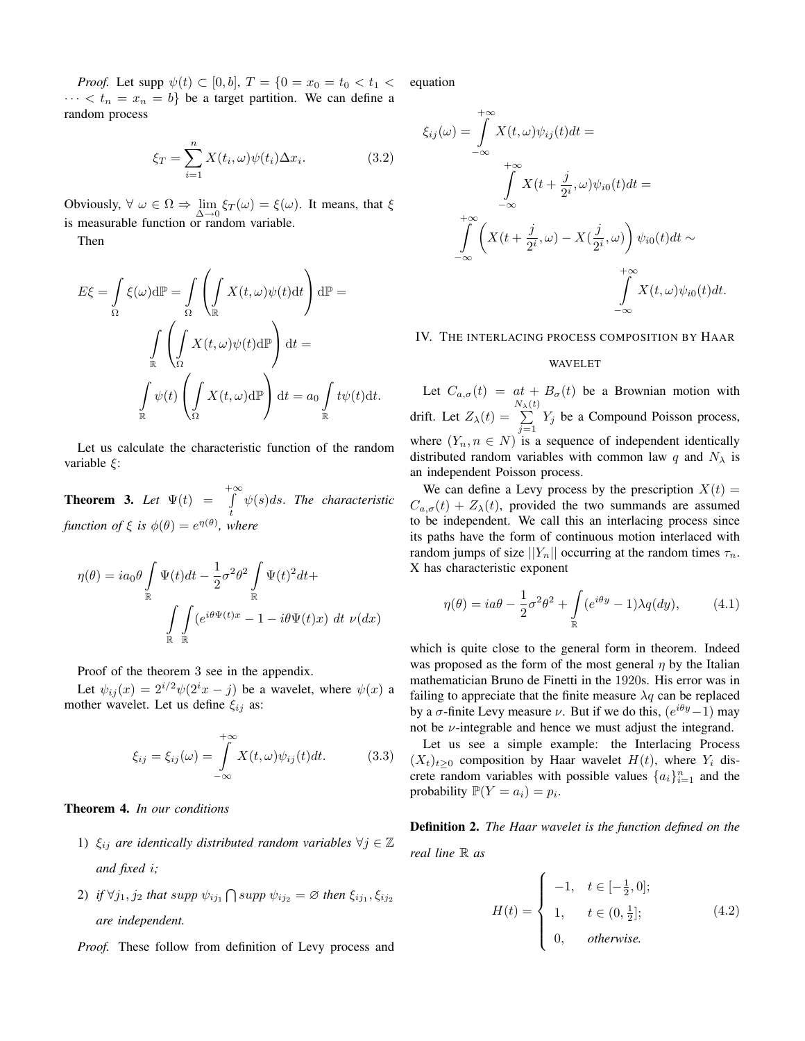*Proof.* Let supp $\psi(t) \subset [0,b]$, $T = \{0 = x_0 = t_0 < t_1 < \cdots < t_n = x_n = b\}$ be a target partition. We can define a random process

$$\xi_T = \sum_{i=1}^{n} X(t_i,\omega)\psi(t_i)\Delta x_i. \tag{3.2}$$

Obviously, $\forall\ \omega \in \Omega \Rightarrow \lim\limits_{\Delta \to 0} \xi_T(\omega) = \xi(\omega)$. It means, that $\xi$ is measurable function or random variable.

Then

$$E\xi = \int\limits_{\Omega} \xi(\omega) \mathrm{d}\mathbb{P} = \int\limits_{\Omega} \left( \int\limits_{\mathbb{R}} X(t,\omega)\psi(t)\mathrm{d}t \right) \mathrm{d}\mathbb{P} = \int\limits_{\mathbb{R}} \left( \int\limits_{\Omega} X(t,\omega)\psi(t)\mathrm{d}\mathbb{P} \right) \mathrm{d}t = \int\limits_{\mathbb{R}} \psi(t) \left( \int\limits_{\Omega} X(t,\omega)\mathrm{d}\mathbb{P} \right) \mathrm{d}t = a_0 \int\limits_{\mathbb{R}} t\psi(t)\mathrm{d}t.$$

Let us calculate the characteristic function of the random variable $\xi$:

**Theorem 3.** *Let $\Psi(t) = \int\limits_{t}^{+\infty} \psi(s)ds$. The characteristic function of $\xi$ is $\phi(\theta) = e^{\eta(\theta)}$, where*

$$\eta(\theta) = ia_0\theta \int\limits_{\mathbb{R}} \Psi(t)dt - \frac{1}{2}\sigma^2\theta^2 \int\limits_{\mathbb{R}} \Psi(t)^2 dt + \int\limits_{\mathbb{R}} \int\limits_{\mathbb{R}} (e^{i\theta\Psi(t)x} - 1 - i\theta\Psi(t)x)\ dt\ \nu(dx)$$

Proof of the theorem 3 see in the appendix.

Let $\psi_{ij}(x) = 2^{i/2}\psi(2^i x - j)$ be a wavelet, where $\psi(x)$ a mother wavelet. Let us define $\xi_{ij}$ as:

$$\xi_{ij} = \xi_{ij}(\omega) = \int\limits_{-\infty}^{+\infty} X(t,\omega)\psi_{ij}(t)dt. \tag{3.3}$$

**Theorem 4.** *In our conditions*

1) *$\xi_{ij}$ are identically distributed random variables $\forall j \in \mathbb{Z}$ and fixed $i$;*
2) *if $\forall j_1, j_2$ that supp $\psi_{ij_1} \bigcap$ supp $\psi_{ij_2} = \varnothing$ then $\xi_{ij_1}, \xi_{ij_2}$ are independent.*

*Proof.* These follow from definition of Levy process and equation

$$\xi_{ij}(\omega) = \int\limits_{-\infty}^{+\infty} X(t,\omega)\psi_{ij}(t)dt = \int\limits_{-\infty}^{+\infty} X(t + \frac{j}{2^i},\omega)\psi_{i0}(t)dt = \int\limits_{-\infty}^{+\infty} \left( X(t + \frac{j}{2^i},\omega) - X(\frac{j}{2^i},\omega) \right) \psi_{i0}(t)dt \sim \int\limits_{-\infty}^{+\infty} X(t,\omega)\psi_{i0}(t)dt.$$

## IV. The interlacing process composition by Haar wavelet

Let $C_{a,\sigma}(t) = at + B_\sigma(t)$ be a Brownian motion with drift. Let $Z_\lambda(t) = \sum\limits_{j=1}^{N_\lambda(t)} Y_j$ be a Compound Poisson process, where $(Y_n, n \in N)$ is a sequence of independent identically distributed random variables with common law $q$ and $N_\lambda$ is an independent Poisson process.

We can define a Levy process by the prescription $X(t) = C_{a,\sigma}(t) + Z_\lambda(t)$, provided the two summands are assumed to be independent. We call this an interlacing process since its paths have the form of continuous motion interlaced with random jumps of size $||Y_n||$ occurring at the random times $\tau_n$. X has characteristic exponent

$$\eta(\theta) = ia\theta - \frac{1}{2}\sigma^2\theta^2 + \int\limits_{\mathbb{R}} (e^{i\theta y} - 1)\lambda q(dy), \tag{4.1}$$

which is quite close to the general form in theorem. Indeed was proposed as the form of the most general $\eta$ by the Italian mathematician Bruno de Finetti in the 1920s. His error was in failing to appreciate that the finite measure $\lambda q$ can be replaced by a $\sigma$-finite Levy measure $\nu$. But if we do this, $(e^{i\theta y} - 1)$ may not be $\nu$-integrable and hence we must adjust the integrand.

Let us see a simple example: the Interlacing Process $(X_t)_{t \geq 0}$ composition by Haar wavelet $H(t)$, where $Y_i$ discrete random variables with possible values $\{a_i\}_{i=1}^n$ and the probability $\mathbb{P}(Y = a_i) = p_i$.

**Definition 2.** *The Haar wavelet is the function defined on the real line $\mathbb{R}$ as*

$$H(t) = \begin{cases} -1, & t \in [-\frac{1}{2}, 0]; \\ 1, & t \in (0, \frac{1}{2}]; \\ 0, & \textit{otherwise.} \end{cases} \tag{4.2}$$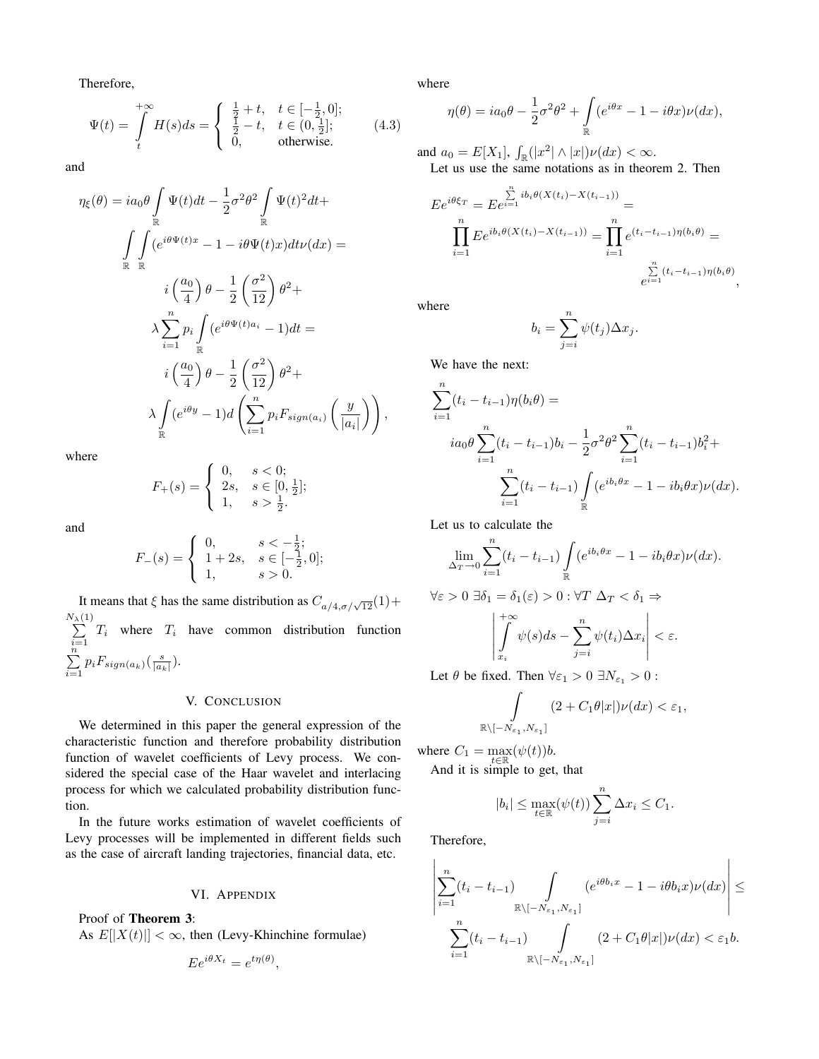Therefore,

$$\Psi(t) = \int_t^{+\infty} H(s)ds = \begin{cases} \frac{1}{2} + t, & t \in [-\frac{1}{2}, 0]; \\ \frac{1}{2} - t, & t \in (0, \frac{1}{2}]; \\ 0, & \text{otherwise.} \end{cases} \quad (4.3)$$

and

$$\eta_\xi(\theta) = ia_0\theta \int_{\mathbb{R}} \Psi(t)dt - \frac{1}{2}\sigma^2\theta^2 \int_{\mathbb{R}} \Psi(t)^2 dt +$$
$$\int_{\mathbb{R}} \int_{\mathbb{R}} (e^{i\theta\Psi(t)x} - 1 - i\theta\Psi(t)x)dt\nu(dx) =$$
$$i\left(\frac{a_0}{4}\right)\theta - \frac{1}{2}\left(\frac{\sigma^2}{12}\right)\theta^2 +$$
$$\lambda \sum_{i=1}^n p_i \int_{\mathbb{R}} (e^{i\theta\Psi(t)a_i} - 1)dt =$$
$$i\left(\frac{a_0}{4}\right)\theta - \frac{1}{2}\left(\frac{\sigma^2}{12}\right)\theta^2 +$$
$$\lambda \int_{\mathbb{R}} (e^{i\theta y} - 1) d\left(\sum_{i=1}^n p_i F_{sign(a_i)}\left(\frac{y}{|a_i|}\right)\right),$$

where

$$F_+(s) = \begin{cases} 0, & s < 0; \\ 2s, & s \in [0, \frac{1}{2}]; \\ 1, & s > \frac{1}{2}. \end{cases}$$

and

$$F_-(s) = \begin{cases} 0, & s < -\frac{1}{2}; \\ 1 + 2s, & s \in [-\frac{1}{2}, 0]; \\ 1, & s > 0. \end{cases}$$

It means that $\xi$ has the same distribution as $C_{a/4, \sigma/\sqrt{12}}(1) + \sum_{i=1}^{N_\lambda(1)} T_i$ where $T_i$ have common distribution function $\sum_{i=1}^{n} p_i F_{sign(a_k)}(\frac{s}{|a_k|})$.

## V. Conclusion

We determined in this paper the general expression of the characteristic function and therefore probability distribution function of wavelet coefficients of Levy process. We considered the special case of the Haar wavelet and interlacing process for which we calculated probability distribution function.

In the future works estimation of wavelet coefficients of Levy processes will be implemented in different fields such as the case of aircraft landing trajectories, financial data, etc.

## VI. Appendix

Proof of **Theorem 3**:
As $E[|X(t)|] < \infty$, then (Levy-Khinchine formulae)

$$Ee^{i\theta X_t} = e^{t\eta(\theta)},$$

where

$$\eta(\theta) = ia_0\theta - \frac{1}{2}\sigma^2\theta^2 + \int_{\mathbb{R}} (e^{i\theta x} - 1 - i\theta x)\nu(dx),$$

and $a_0 = E[X_1]$, $\int_{\mathbb{R}} (|x^2| \wedge |x|)\nu(dx) < \infty$.

Let us use the same notations as in theorem 2. Then

$$Ee^{i\theta\xi_T} = Ee^{\sum_{i=1}^n ib_i\theta(X(t_i) - X(t_{i-1}))} =$$
$$\prod_{i=1}^n Ee^{ib_i\theta(X(t_i) - X(t_{i-1}))} = \prod_{i=1}^n e^{(t_i - t_{i-1})\eta(b_i\theta)} =$$
$$e^{\sum_{i=1}^n (t_i - t_{i-1})\eta(b_i\theta)},$$

where

$$b_i = \sum_{j=i}^n \psi(t_j)\Delta x_j.$$

We have the next:

$$\sum_{i=1}^n (t_i - t_{i-1})\eta(b_i\theta) =$$
$$ia_0\theta \sum_{i=1}^n (t_i - t_{i-1})b_i - \frac{1}{2}\sigma^2\theta^2 \sum_{i=1}^n (t_i - t_{i-1})b_i^2 +$$
$$\sum_{i=1}^n (t_i - t_{i-1}) \int_{\mathbb{R}} (e^{ib_i\theta x} - 1 - ib_i\theta x)\nu(dx).$$

Let us to calculate the

$$\lim_{\Delta_T \to 0} \sum_{i=1}^n (t_i - t_{i-1}) \int_{\mathbb{R}} (e^{ib_i\theta x} - 1 - ib_i\theta x)\nu(dx).$$

$$\forall \varepsilon > 0 \ \exists \delta_1 = \delta_1(\varepsilon) > 0 : \forall T \ \Delta_T < \delta_1 \Rightarrow$$
$$\left| \int_{x_i}^{+\infty} \psi(s)ds - \sum_{j=i}^n \psi(t_i)\Delta x_i \right| < \varepsilon.$$

Let $\theta$ be fixed. Then $\forall \varepsilon_1 > 0 \ \exists N_{\varepsilon_1} > 0 :$

$$\int_{\mathbb{R} \setminus [-N_{\varepsilon_1}, N_{\varepsilon_1}]} (2 + C_1\theta|x|)\nu(dx) < \varepsilon_1,$$

where $C_1 = \max_{t \in \mathbb{R}} (\psi(t))b$.

And it is simple to get, that

$$|b_i| \le \max_{t \in \mathbb{R}} (\psi(t)) \sum_{j=i}^n \Delta x_i \le C_1.$$

Therefore,

$$\left| \sum_{i=1}^n (t_i - t_{i-1}) \int_{\mathbb{R} \setminus [-N_{\varepsilon_1}, N_{\varepsilon_1}]} (e^{i\theta b_i x} - 1 - i\theta b_i x)\nu(dx) \right| \le$$
$$\sum_{i=1}^n (t_i - t_{i-1}) \int_{\mathbb{R} \setminus [-N_{\varepsilon_1}, N_{\varepsilon_1}]} (2 + C_1\theta|x|)\nu(dx) < \varepsilon_1 b.$$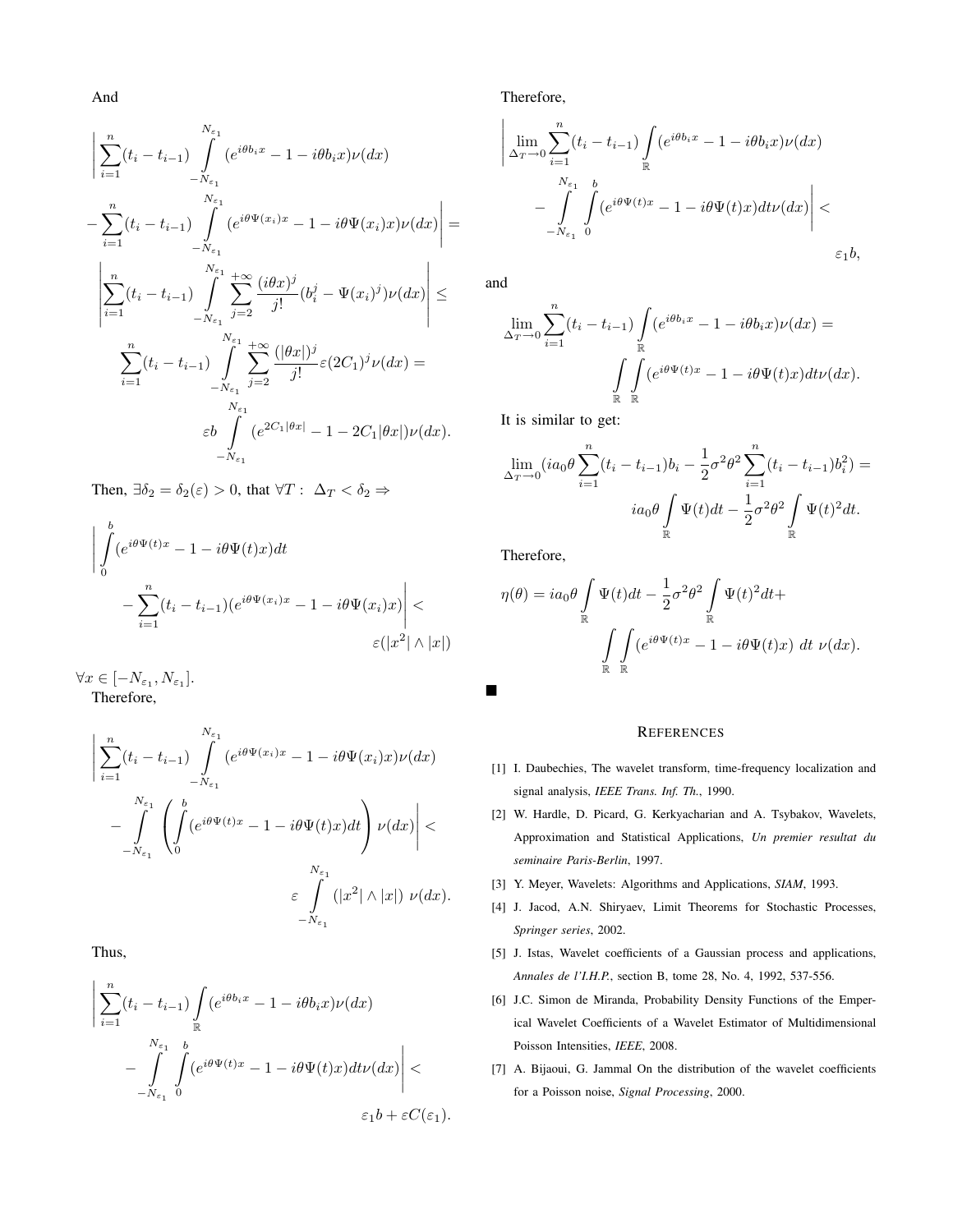And

$$
\left| \sum_{i=1}^{n} (t_i - t_{i-1}) \int_{-N_{\varepsilon_1}}^{N_{\varepsilon_1}} (e^{i\theta b_i x} - 1 - i\theta b_i x)\nu(dx) - \sum_{i=1}^{n} (t_i - t_{i-1}) \int_{-N_{\varepsilon_1}}^{N_{\varepsilon_1}} (e^{i\theta \Psi(x_i) x} - 1 - i\theta \Psi(x_i) x)\nu(dx) \right| =
$$

$$
\left| \sum_{i=1}^{n} (t_i - t_{i-1}) \int_{-N_{\varepsilon_1}}^{N_{\varepsilon_1}} \sum_{j=2}^{+\infty} \frac{(i\theta x)^j}{j!} (b_i^j - \Psi(x_i)^j)\nu(dx) \right| \leq
$$

$$
\sum_{i=1}^{n} (t_i - t_{i-1}) \int_{-N_{\varepsilon_1}}^{N_{\varepsilon_1}} \sum_{j=2}^{+\infty} \frac{(|\theta x|)^j}{j!} \varepsilon (2C_1)^j \nu(dx) =
$$

$$
\varepsilon b \int_{-N_{\varepsilon_1}}^{N_{\varepsilon_1}} (e^{2C_1|\theta x|} - 1 - 2C_1|\theta x|)\nu(dx).
$$

Then, $\exists \delta_2 = \delta_2(\varepsilon) > 0$, that $\forall T: \ \Delta_T < \delta_2 \Rightarrow$

$$
\left| \int_0^b (e^{i\theta \Psi(t) x} - 1 - i\theta \Psi(t) x) dt - \sum_{i=1}^{n} (t_i - t_{i-1}) (e^{i\theta \Psi(x_i) x} - 1 - i\theta \Psi(x_i) x) \right| < \varepsilon (|x^2| \wedge |x|)
$$

$\forall x \in [-N_{\varepsilon_1}, N_{\varepsilon_1}]$.

Therefore,

$$
\left| \sum_{i=1}^{n} (t_i - t_{i-1}) \int_{-N_{\varepsilon_1}}^{N_{\varepsilon_1}} (e^{i\theta \Psi(x_i) x} - 1 - i\theta \Psi(x_i) x)\nu(dx) - \int_{-N_{\varepsilon_1}}^{N_{\varepsilon_1}} \left( \int_0^b (e^{i\theta \Psi(t) x} - 1 - i\theta \Psi(t) x) dt \right) \nu(dx) \right| < \varepsilon \int_{-N_{\varepsilon_1}}^{N_{\varepsilon_1}} (|x^2| \wedge |x|) \ \nu(dx).
$$

Thus,

$$
\left| \sum_{i=1}^{n} (t_i - t_{i-1}) \int_{\mathbb{R}} (e^{i\theta b_i x} - 1 - i\theta b_i x)\nu(dx) - \int_{-N_{\varepsilon_1}}^{N_{\varepsilon_1}} \int_0^b (e^{i\theta \Psi(t) x} - 1 - i\theta \Psi(t) x) dt \nu(dx) \right| < \varepsilon_1 b + \varepsilon C(\varepsilon_1).
$$

Therefore,

$$
\left| \lim_{\Delta_T \to 0} \sum_{i=1}^{n} (t_i - t_{i-1}) \int_{\mathbb{R}} (e^{i\theta b_i x} - 1 - i\theta b_i x)\nu(dx) - \int_{-N_{\varepsilon_1}}^{N_{\varepsilon_1}} \int_0^b (e^{i\theta \Psi(t) x} - 1 - i\theta \Psi(t) x) dt \nu(dx) \right| < \varepsilon_1 b,
$$

and

$$
\lim_{\Delta_T \to 0} \sum_{i=1}^{n} (t_i - t_{i-1}) \int_{\mathbb{R}} (e^{i\theta b_i x} - 1 - i\theta b_i x)\nu(dx) = \int_{\mathbb{R}} \int_{\mathbb{R}} (e^{i\theta \Psi(t) x} - 1 - i\theta \Psi(t) x) dt \nu(dx).
$$

It is similar to get:

$$
\lim_{\Delta_T \to 0} (i a_0 \theta \sum_{i=1}^{n} (t_i - t_{i-1}) b_i - \frac{1}{2} \sigma^2 \theta^2 \sum_{i=1}^{n} (t_i - t_{i-1}) b_i^2) = i a_0 \theta \int_{\mathbb{R}} \Psi(t) dt - \frac{1}{2} \sigma^2 \theta^2 \int_{\mathbb{R}} \Psi(t)^2 dt.
$$

Therefore,

$$
\eta(\theta) = i a_0 \theta \int_{\mathbb{R}} \Psi(t) dt - \frac{1}{2} \sigma^2 \theta^2 \int_{\mathbb{R}} \Psi(t)^2 dt + \int_{\mathbb{R}} \int_{\mathbb{R}} (e^{i\theta \Psi(t) x} - 1 - i\theta \Psi(t) x) \ dt \ \nu(dx).
$$

■

## References

[1] I. Daubechies, The wavelet transform, time-frequency localization and signal analysis, *IEEE Trans. Inf. Th.*, 1990.

[2] W. Hardle, D. Picard, G. Kerkyacharian and A. Tsybakov, Wavelets, Approximation and Statistical Applications, *Un premier resultat du seminaire Paris-Berlin*, 1997.

[3] Y. Meyer, Wavelets: Algorithms and Applications, *SIAM*, 1993.

[4] J. Jacod, A.N. Shiryaev, Limit Theorems for Stochastic Processes, *Springer series*, 2002.

[5] J. Istas, Wavelet coefficients of a Gaussian process and applications, *Annales de l'I.H.P.*, section B, tome 28, No. 4, 1992, 537-556.

[6] J.C. Simon de Miranda, Probability Density Functions of the Emperical Wavelet Coefficients of a Wavelet Estimator of Multidimensional Poisson Intensities, *IEEE*, 2008.

[7] A. Bijaoui, G. Jammal On the distribution of the wavelet coefficients for a Poisson noise, *Signal Processing*, 2000.